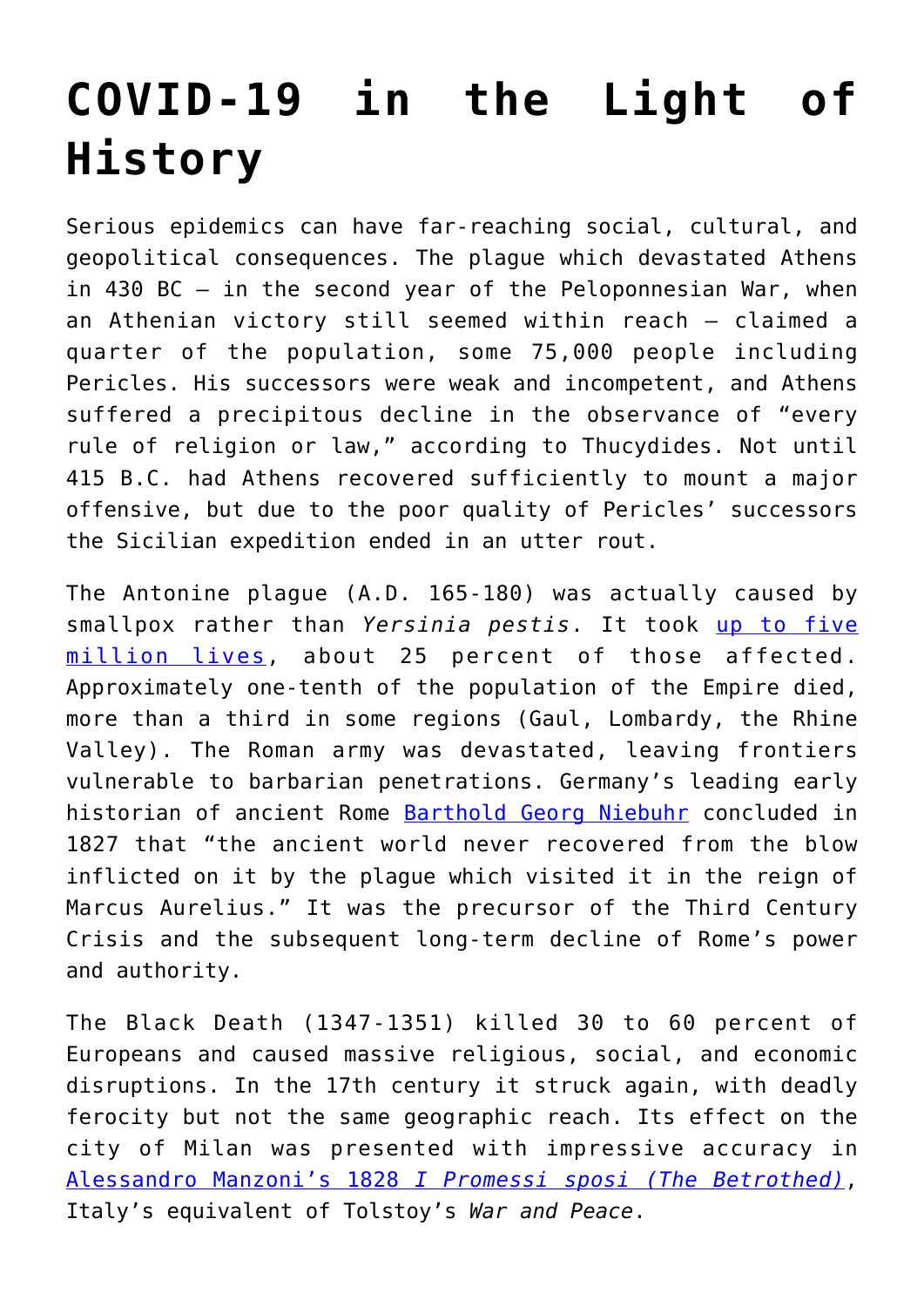# COVID-19 in the Light of History

Serious epidemics can have far-reaching social, cultural, and geopolitical consequences. The plague which devastated Athens in 430 BC – in the second year of the Peloponnesian War, when an Athenian victory still seemed within reach – claimed a quarter of the population, some 75,000 people including Pericles. His successors were weak and incompetent, and Athens suffered a precipitous decline in the observance of "every rule of religion or law," according to Thucydides. Not until 415 B.C. had Athens recovered sufficiently to mount a major offensive, but due to the poor quality of Pericles' successors the Sicilian expedition ended in an utter rout.

The Antonine plague (A.D. 165-180) was actually caused by smallpox rather than *Yersinia pestis*. It took up to five million lives, about 25 percent of those affected. Approximately one-tenth of the population of the Empire died, more than a third in some regions (Gaul, Lombardy, the Rhine Valley). The Roman army was devastated, leaving frontiers vulnerable to barbarian penetrations. Germany's leading early historian of ancient Rome Barthold Georg Niebuhr concluded in 1827 that "the ancient world never recovered from the blow inflicted on it by the plague which visited it in the reign of Marcus Aurelius." It was the precursor of the Third Century Crisis and the subsequent long-term decline of Rome's power and authority.

The Black Death (1347-1351) killed 30 to 60 percent of Europeans and caused massive religious, social, and economic disruptions. In the 17th century it struck again, with deadly ferocity but not the same geographic reach. Its effect on the city of Milan was presented with impressive accuracy in Alessandro Manzoni's 1828 *I Promessi sposi (The Betrothed)*, Italy's equivalent of Tolstoy's *War and Peace*.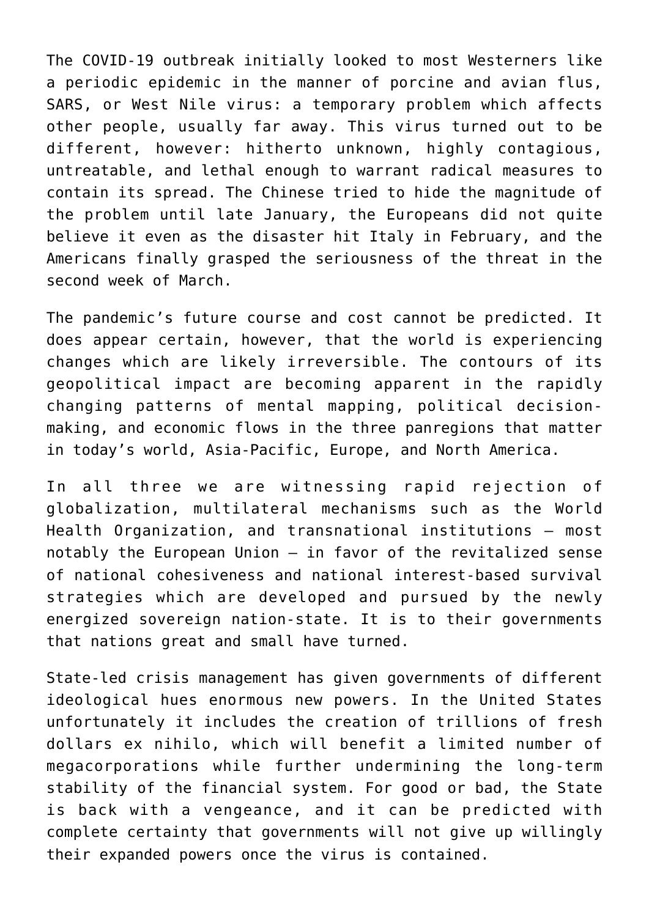The COVID-19 outbreak initially looked to most Westerners like a periodic epidemic in the manner of porcine and avian flus, SARS, or West Nile virus: a temporary problem which affects other people, usually far away. This virus turned out to be different, however: hitherto unknown, highly contagious, untreatable, and lethal enough to warrant radical measures to contain its spread. The Chinese tried to hide the magnitude of the problem until late January, the Europeans did not quite believe it even as the disaster hit Italy in February, and the Americans finally grasped the seriousness of the threat in the second week of March.

The pandemic's future course and cost cannot be predicted. It does appear certain, however, that the world is experiencing changes which are likely irreversible. The contours of its geopolitical impact are becoming apparent in the rapidly changing patterns of mental mapping, political decision-making, and economic flows in the three panregions that matter in today's world, Asia-Pacific, Europe, and North America.

In all three we are witnessing rapid rejection of globalization, multilateral mechanisms such as the World Health Organization, and transnational institutions – most notably the European Union – in favor of the revitalized sense of national cohesiveness and national interest-based survival strategies which are developed and pursued by the newly energized sovereign nation-state. It is to their governments that nations great and small have turned.

State-led crisis management has given governments of different ideological hues enormous new powers. In the United States unfortunately it includes the creation of trillions of fresh dollars ex nihilo, which will benefit a limited number of megacorporations while further undermining the long-term stability of the financial system. For good or bad, the State is back with a vengeance, and it can be predicted with complete certainty that governments will not give up willingly their expanded powers once the virus is contained.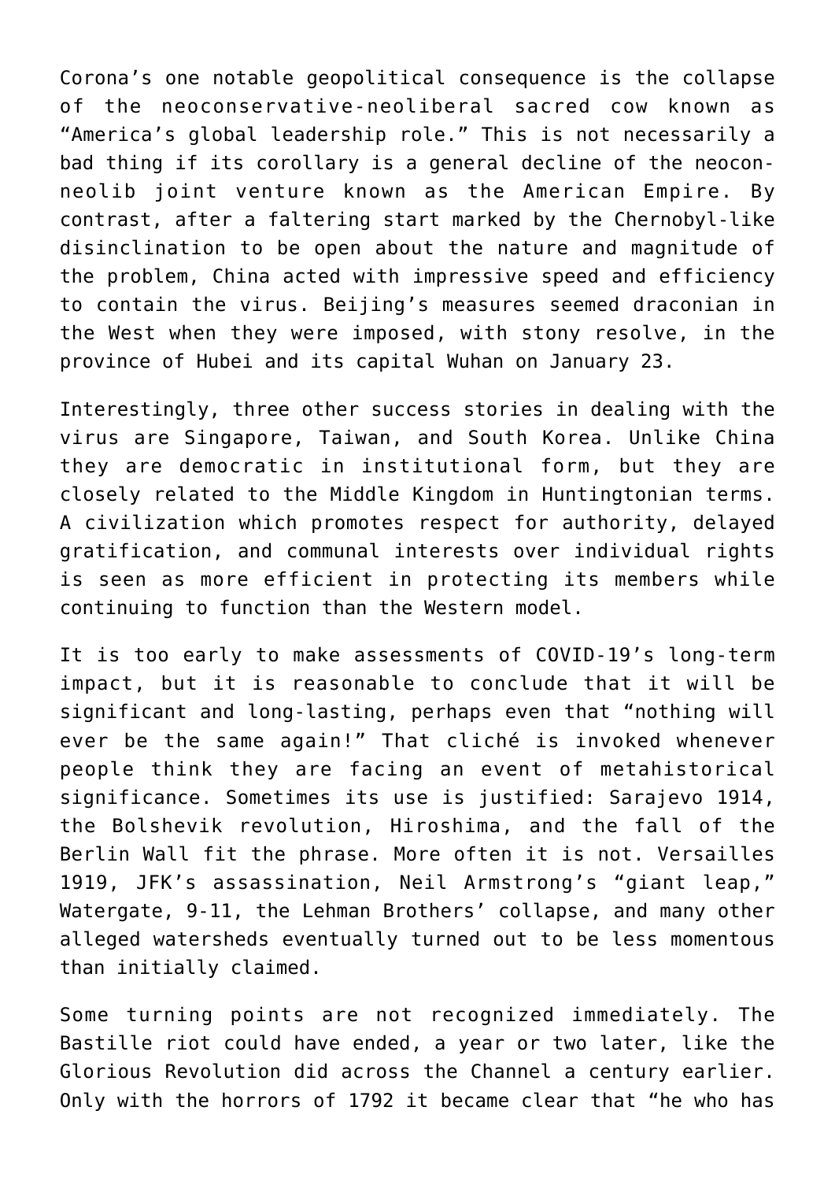Corona’s one notable geopolitical consequence is the collapse of the neoconservative-neoliberal sacred cow known as “America’s global leadership role.” This is not necessarily a bad thing if its corollary is a general decline of the neocon-neolib joint venture known as the American Empire. By contrast, after a faltering start marked by the Chernobyl-like disinclination to be open about the nature and magnitude of the problem, China acted with impressive speed and efficiency to contain the virus. Beijing’s measures seemed draconian in the West when they were imposed, with stony resolve, in the province of Hubei and its capital Wuhan on January 23.

Interestingly, three other success stories in dealing with the virus are Singapore, Taiwan, and South Korea. Unlike China they are democratic in institutional form, but they are closely related to the Middle Kingdom in Huntingtonian terms. A civilization which promotes respect for authority, delayed gratification, and communal interests over individual rights is seen as more efficient in protecting its members while continuing to function than the Western model.

It is too early to make assessments of COVID-19’s long-term impact, but it is reasonable to conclude that it will be significant and long-lasting, perhaps even that “nothing will ever be the same again!” That cliché is invoked whenever people think they are facing an event of metahistorical significance. Sometimes its use is justified: Sarajevo 1914, the Bolshevik revolution, Hiroshima, and the fall of the Berlin Wall fit the phrase. More often it is not. Versailles 1919, JFK’s assassination, Neil Armstrong’s “giant leap,” Watergate, 9-11, the Lehman Brothers’ collapse, and many other alleged watersheds eventually turned out to be less momentous than initially claimed.

Some turning points are not recognized immediately. The Bastille riot could have ended, a year or two later, like the Glorious Revolution did across the Channel a century earlier. Only with the horrors of 1792 it became clear that “he who has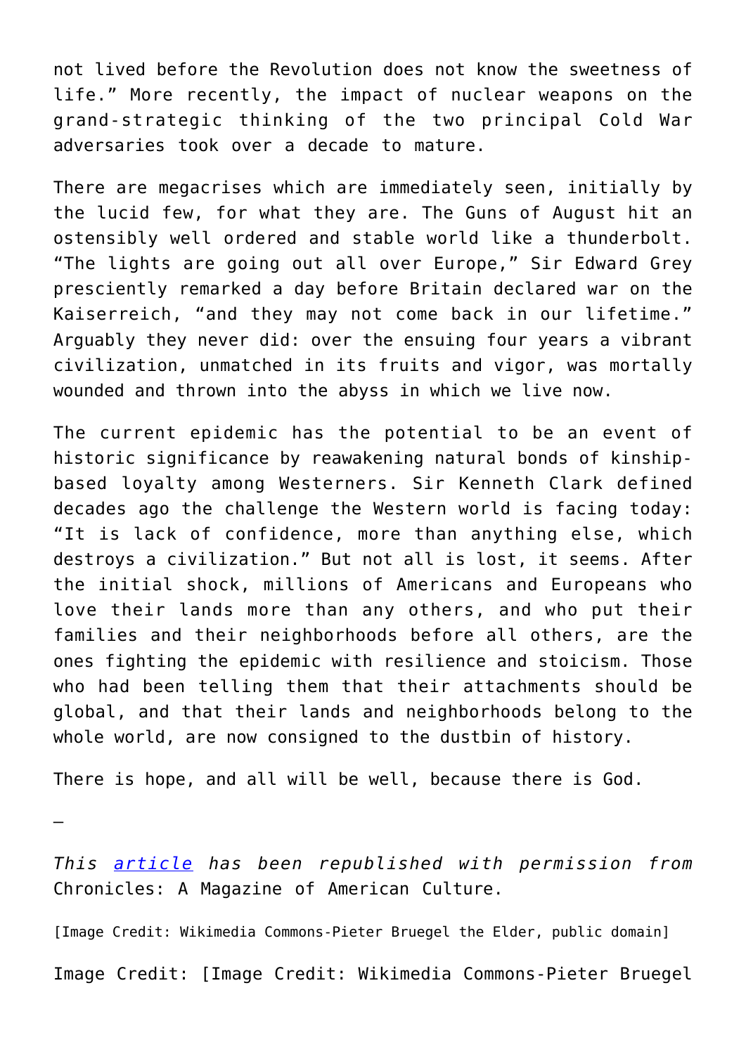not lived before the Revolution does not know the sweetness of life." More recently, the impact of nuclear weapons on the grand-strategic thinking of the two principal Cold War adversaries took over a decade to mature.

There are megacrises which are immediately seen, initially by the lucid few, for what they are. The Guns of August hit an ostensibly well ordered and stable world like a thunderbolt. "The lights are going out all over Europe," Sir Edward Grey presciently remarked a day before Britain declared war on the Kaiserreich, "and they may not come back in our lifetime." Arguably they never did: over the ensuing four years a vibrant civilization, unmatched in its fruits and vigor, was mortally wounded and thrown into the abyss in which we live now.

The current epidemic has the potential to be an event of historic significance by reawakening natural bonds of kinship-based loyalty among Westerners. Sir Kenneth Clark defined decades ago the challenge the Western world is facing today: "It is lack of confidence, more than anything else, which destroys a civilization." But not all is lost, it seems. After the initial shock, millions of Americans and Europeans who love their lands more than any others, and who put their families and their neighborhoods before all others, are the ones fighting the epidemic with resilience and stoicism. Those who had been telling them that their attachments should be global, and that their lands and neighborhoods belong to the whole world, are now consigned to the dustbin of history.

There is hope, and all will be well, because there is God.

—

*This article has been republished with permission from* Chronicles: A Magazine of American Culture.

[Image Credit: Wikimedia Commons-Pieter Bruegel the Elder, public domain]

Image Credit: [Image Credit: Wikimedia Commons-Pieter Bruegel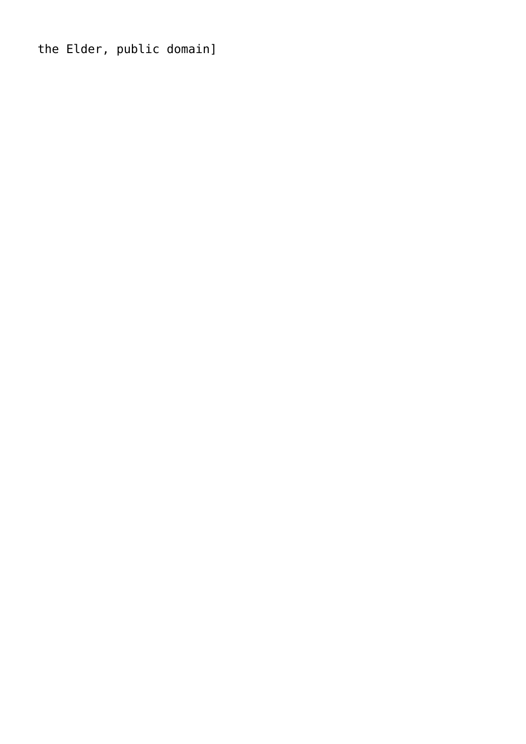the Elder, public domain]